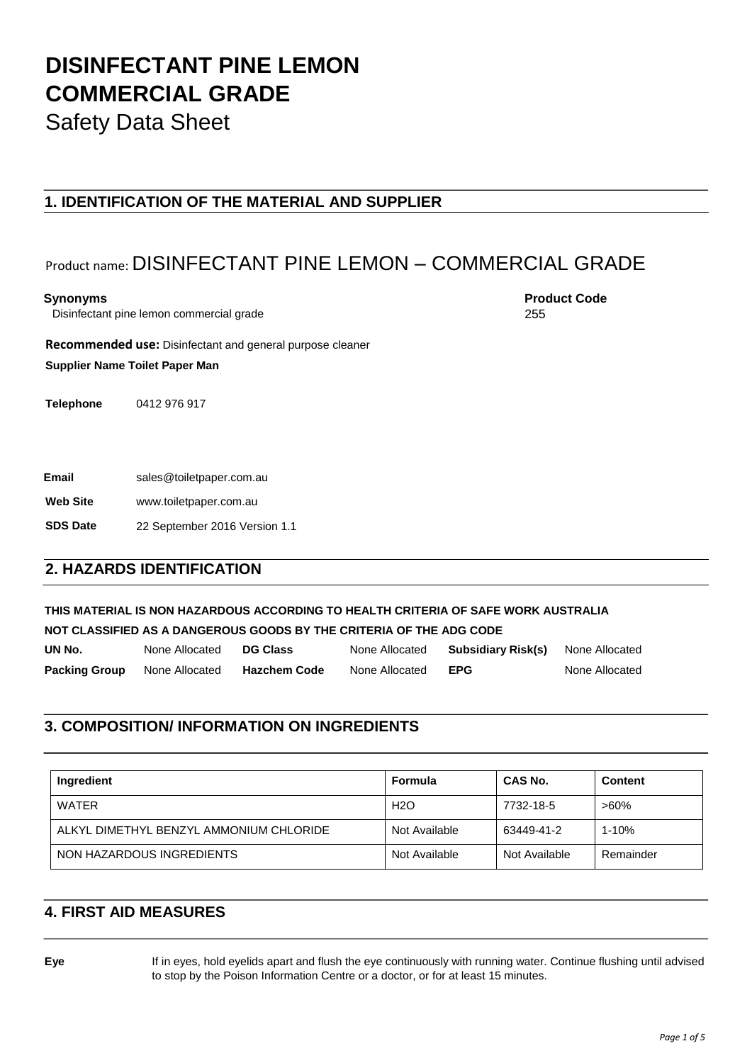# DISINFECTANT PINE LEMON COMMERCIAL GRADE

Safety Data Sheet

## 1. IDENTIFICATION OF THE MATERIAL AND SUPPLIER

Product name: DISINFECTANT PINE LEMON – COMMERCIAL GRADE

**Synonyms**
Disinfectant pine lemon commercial grade

**Product Code**
255

**Recommended use:** Disinfectant and general purpose cleaner

**Supplier Name Toilet Paper Man**

**Telephone** 0412 976 917

**Email** sales@toiletpaper.com.au

**Web Site** www.toiletpaper.com.au

**SDS Date** 22 September 2016 Version 1.1

## 2. HAZARDS IDENTIFICATION

**THIS MATERIAL IS NON HAZARDOUS ACCORDING TO HEALTH CRITERIA OF SAFE WORK AUSTRALIA**

**NOT CLASSIFIED AS A DANGEROUS GOODS BY THE CRITERIA OF THE ADG CODE**

| | | | | | | | |
|---|---|---|---|---|---|---|---|
| **UN No.** | None Allocated | **DG Class** | None Allocated | **Subsidiary Risk(s)** | None Allocated |
| **Packing Group** | None Allocated | **Hazchem Code** | None Allocated | **EPG** | None Allocated |

## 3. COMPOSITION/ INFORMATION ON INGREDIENTS

| Ingredient | Formula | CAS No. | Content |
|---|---|---|---|
| WATER | $H_2O$ | 7732-18-5 | >60% |
| ALKYL DIMETHYL BENZYL AMMONIUM CHLORIDE | Not Available | 63449-41-2 | 1-10% |
| NON HAZARDOUS INGREDIENTS | Not Available | Not Available | Remainder |

## 4. FIRST AID MEASURES

**Eye** If in eyes, hold eyelids apart and flush the eye continuously with running water. Continue flushing until advised to stop by the Poison Information Centre or a doctor, or for at least 15 minutes.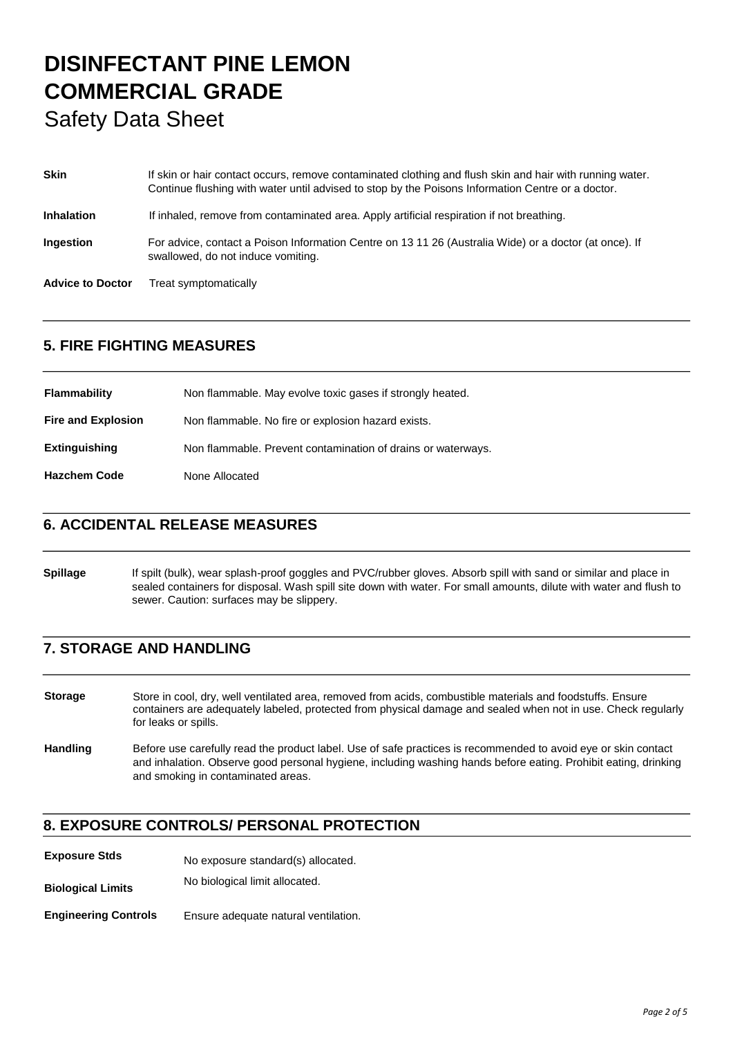# DISINFECTANT PINE LEMON COMMERCIAL GRADE

Safety Data Sheet

**Skin** If skin or hair contact occurs, remove contaminated clothing and flush skin and hair with running water. Continue flushing with water until advised to stop by the Poisons Information Centre or a doctor.

**Inhalation** If inhaled, remove from contaminated area. Apply artificial respiration if not breathing.

**Ingestion** For advice, contact a Poison Information Centre on 13 11 26 (Australia Wide) or a doctor (at once). If swallowed, do not induce vomiting.

**Advice to Doctor** Treat symptomatically

## 5. FIRE FIGHTING MEASURES

**Flammability** Non flammable. May evolve toxic gases if strongly heated.

**Fire and Explosion** Non flammable. No fire or explosion hazard exists.

**Extinguishing** Non flammable. Prevent contamination of drains or waterways.

**Hazchem Code** None Allocated

## 6. ACCIDENTAL RELEASE MEASURES

**Spillage** If spilt (bulk), wear splash-proof goggles and PVC/rubber gloves. Absorb spill with sand or similar and place in sealed containers for disposal. Wash spill site down with water. For small amounts, dilute with water and flush to sewer. Caution: surfaces may be slippery.

## 7. STORAGE AND HANDLING

**Storage** Store in cool, dry, well ventilated area, removed from acids, combustible materials and foodstuffs. Ensure containers are adequately labeled, protected from physical damage and sealed when not in use. Check regularly for leaks or spills.

**Handling** Before use carefully read the product label. Use of safe practices is recommended to avoid eye or skin contact and inhalation. Observe good personal hygiene, including washing hands before eating. Prohibit eating, drinking and smoking in contaminated areas.

## 8. EXPOSURE CONTROLS/ PERSONAL PROTECTION

**Exposure Stds** No exposure standard(s) allocated.

**Biological Limits** No biological limit allocated.

**Engineering Controls** Ensure adequate natural ventilation.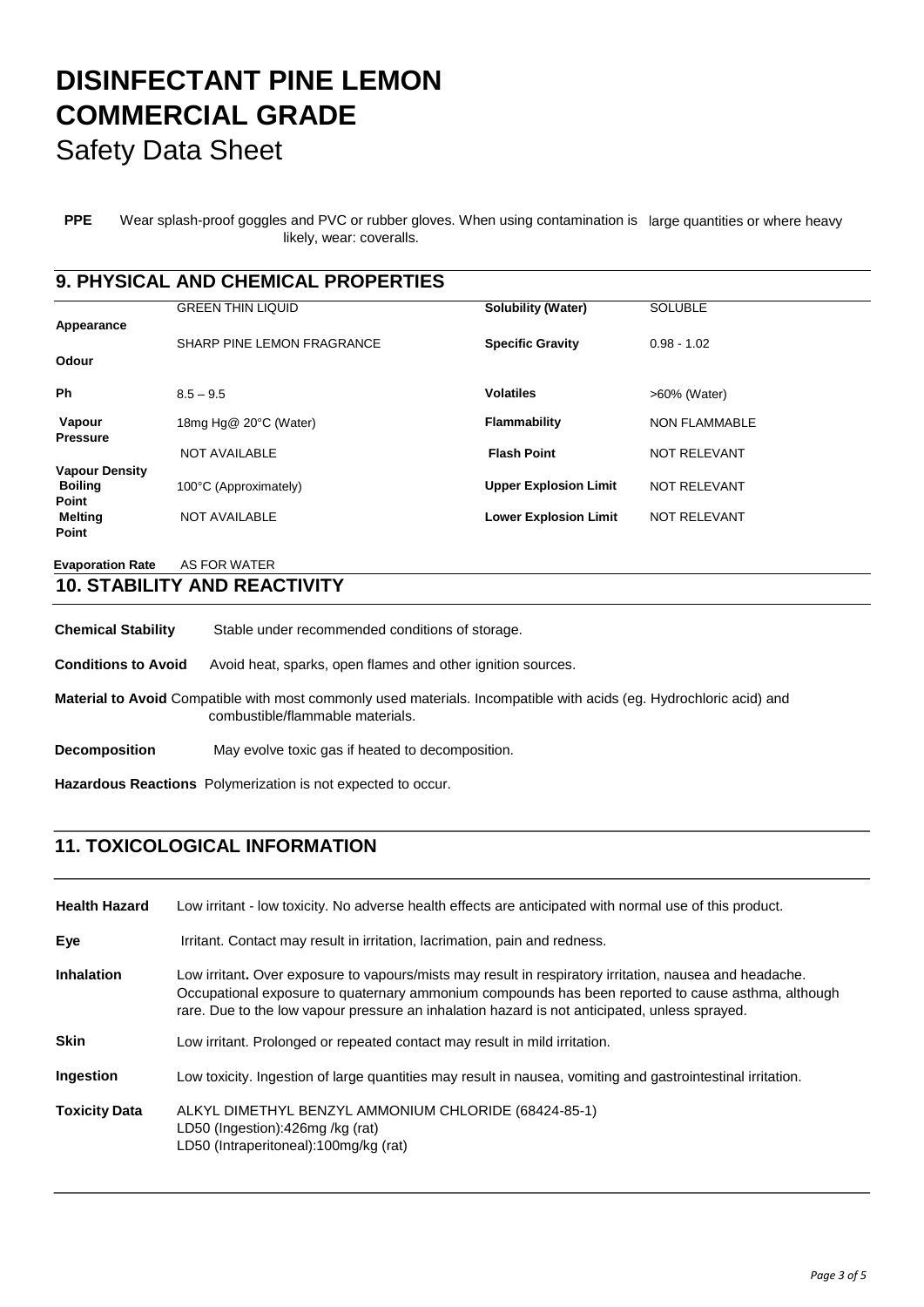# DISINFECTANT PINE LEMON COMMERCIAL GRADE

Safety Data Sheet

**PPE** Wear splash-proof goggles and PVC or rubber gloves. When using large quantities or where heavy contamination is likely, wear: coveralls.

## 9. PHYSICAL AND CHEMICAL PROPERTIES

| | | | |
|---|---|---|---|
| **Appearance** | GREEN THIN LIQUID | **Solubility (Water)** | SOLUBLE |
| **Odour** | SHARP PINE LEMON FRAGRANCE | **Specific Gravity** | 0.98 - 1.02 |
| **Ph** | 8.5 – 9.5 | **Volatiles** | >60% (Water) |
| **Vapour Pressure** | 18mg Hg@ 20°C (Water) | **Flammability** | NON FLAMMABLE |
| **Vapour Density** | NOT AVAILABLE | **Flash Point** | NOT RELEVANT |
| **Boiling Point** | 100°C (Approximately) | **Upper Explosion Limit** | NOT RELEVANT |
| **Melting Point** | NOT AVAILABLE | **Lower Explosion Limit** | NOT RELEVANT |
| **Evaporation Rate** | AS FOR WATER | | |

## 10. STABILITY AND REACTIVITY

**Chemical Stability** Stable under recommended conditions of storage.

**Conditions to Avoid** Avoid heat, sparks, open flames and other ignition sources.

**Material to Avoid** Compatible with most commonly used materials. Incompatible with acids (eg. Hydrochloric acid) and combustible/flammable materials.

**Decomposition** May evolve toxic gas if heated to decomposition.

**Hazardous Reactions** Polymerization is not expected to occur.

## 11. TOXICOLOGICAL INFORMATION

**Health Hazard** Low irritant - low toxicity. No adverse health effects are anticipated with normal use of this product.

**Eye** Irritant. Contact may result in irritation, lacrimation, pain and redness.

**Inhalation** Low irritant. Over exposure to vapours/mists may result in respiratory irritation, nausea and headache. Occupational exposure to quaternary ammonium compounds has been reported to cause asthma, although rare. Due to the low vapour pressure an inhalation hazard is not anticipated, unless sprayed.

**Skin** Low irritant. Prolonged or repeated contact may result in mild irritation.

**Ingestion** Low toxicity. Ingestion of large quantities may result in nausea, vomiting and gastrointestinal irritation.

**Toxicity Data** ALKYL DIMETHYL BENZYL AMMONIUM CHLORIDE (68424-85-1)
LD50 (Ingestion):426mg /kg (rat)
LD50 (Intraperitoneal):100mg/kg (rat)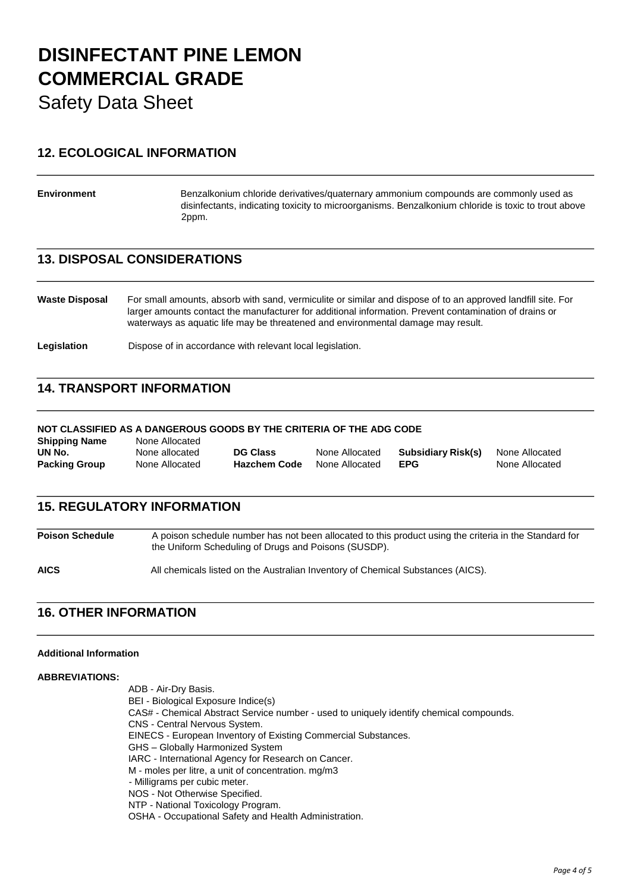# DISINFECTANT PINE LEMON COMMERCIAL GRADE

Safety Data Sheet

## 12. ECOLOGICAL INFORMATION

**Environment** Benzalkonium chloride derivatives/quaternary ammonium compounds are commonly used as disinfectants, indicating toxicity to microorganisms. Benzalkonium chloride is toxic to trout above 2ppm.

## 13. DISPOSAL CONSIDERATIONS

**Waste Disposal** For small amounts, absorb with sand, vermiculite or similar and dispose of to an approved landfill site. For larger amounts contact the manufacturer for additional information. Prevent contamination of drains or waterways as aquatic life may be threatened and environmental damage may result.

**Legislation** Dispose of in accordance with relevant local legislation.

## 14. TRANSPORT INFORMATION

**NOT CLASSIFIED AS A DANGEROUS GOODS BY THE CRITERIA OF THE ADG CODE**

| | | | | | |
|---|---|---|---|---|---|
| **Shipping Name** | None Allocated | | | | |
| **UN No.** | None allocated | **DG Class** | None Allocated | **Subsidiary Risk(s)** | None Allocated |
| **Packing Group** | None Allocated | **Hazchem Code** | None Allocated | **EPG** | None Allocated |

## 15. REGULATORY INFORMATION

**Poison Schedule** A poison schedule number has not been allocated to this product using the criteria in the Standard for the Uniform Scheduling of Drugs and Poisons (SUSDP).

**AICS** All chemicals listed on the Australian Inventory of Chemical Substances (AICS).

## 16. OTHER INFORMATION

**Additional Information**

**ABBREVIATIONS:**

ADB - Air-Dry Basis.
BEI - Biological Exposure Indice(s)
CAS# - Chemical Abstract Service number - used to uniquely identify chemical compounds.
CNS - Central Nervous System.
EINECS - European Inventory of Existing Commercial Substances.
GHS – Globally Harmonized System
IARC - International Agency for Research on Cancer.
M - moles per litre, a unit of concentration. mg/m3
- Milligrams per cubic meter.
NOS - Not Otherwise Specified.
NTP - National Toxicology Program.
OSHA - Occupational Safety and Health Administration.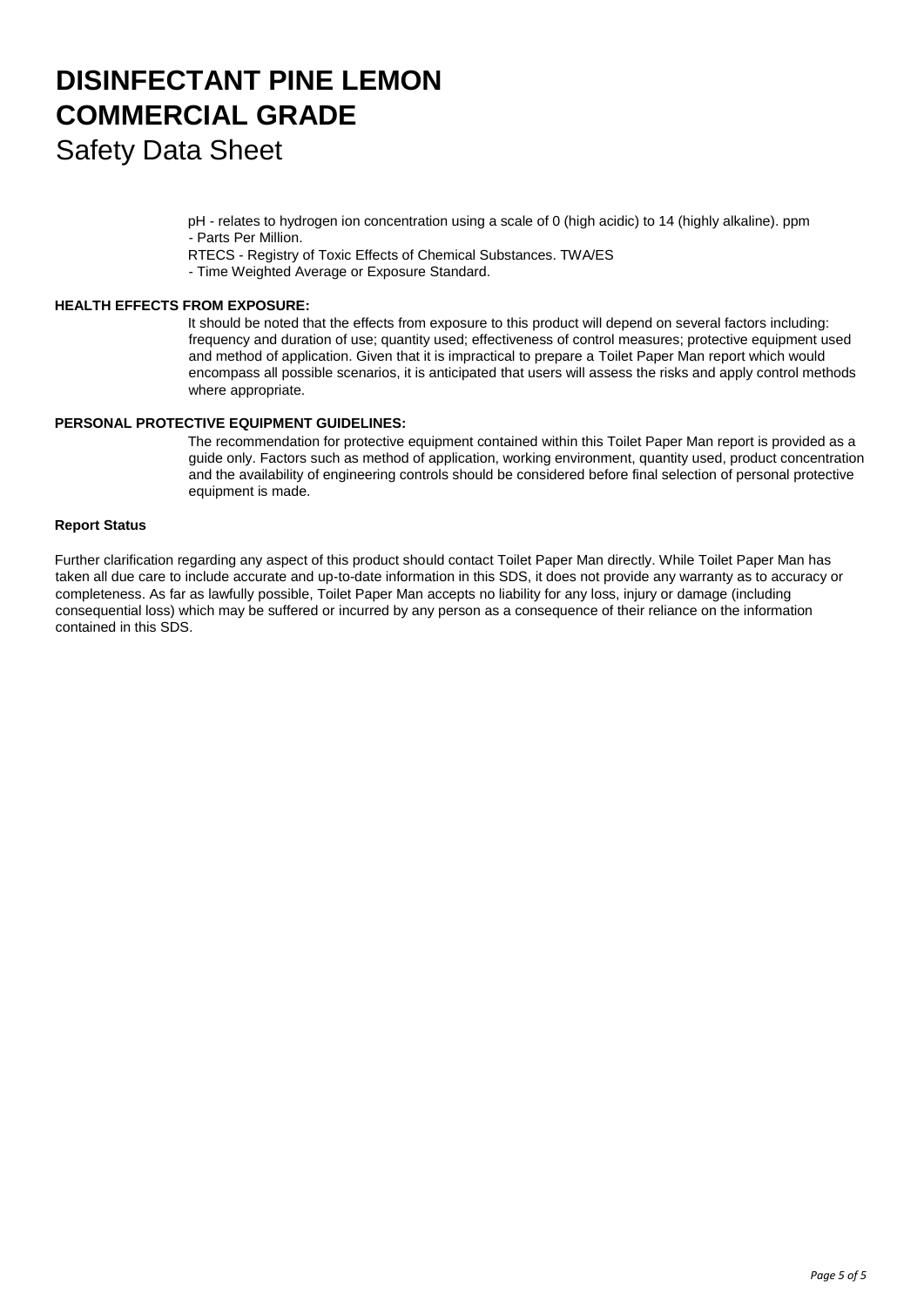pH - relates to hydrogen ion concentration using a scale of 0 (high acidic) to 14 (highly alkaline). ppm - Parts Per Million.

RTECS - Registry of Toxic Effects of Chemical Substances. TWA/ES - Time Weighted Average or Exposure Standard.

**HEALTH EFFECTS FROM EXPOSURE:**

It should be noted that the effects from exposure to this product will depend on several factors including: frequency and duration of use; quantity used; effectiveness of control measures; protective equipment used and method of application. Given that it is impractical to prepare a Toilet Paper Man report which would encompass all possible scenarios, it is anticipated that users will assess the risks and apply control methods where appropriate.

**PERSONAL PROTECTIVE EQUIPMENT GUIDELINES:**

The recommendation for protective equipment contained within this Toilet Paper Man report is provided as a guide only. Factors such as method of application, working environment, quantity used, product concentration and the availability of engineering controls should be considered before final selection of personal protective equipment is made.

**Report Status**

Further clarification regarding any aspect of this product should contact Toilet Paper Man directly. While Toilet Paper Man has taken all due care to include accurate and up-to-date information in this SDS, it does not provide any warranty as to accuracy or completeness. As far as lawfully possible, Toilet Paper Man accepts no liability for any loss, injury or damage (including consequential loss) which may be suffered or incurred by any person as a consequence of their reliance on the information contained in this SDS.